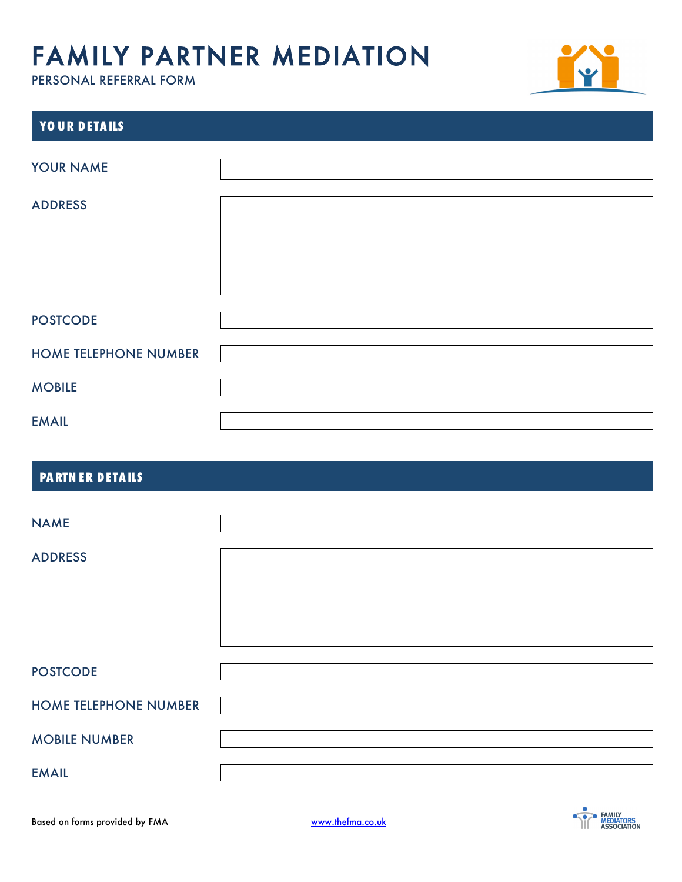# FAMILY PARTNER MEDIATION

PERSONAL REFERRAL FORM

## YOUR DETAILS

| | |
|---|---|
| YOUR NAME | |
| ADDRESS | |
| POSTCODE | |
| HOME TELEPHONE NUMBER | |
| MOBILE | |
| EMAIL | |

## PARTNER DETAILS

| | |
|---|---|
| NAME | |
| ADDRESS | |
| POSTCODE | |
| HOME TELEPHONE NUMBER | |
| MOBILE NUMBER | |
| EMAIL | |

Based on forms provided by FMA

www.thefma.co.uk

FAMILY MEDIATORS ASSOCIATION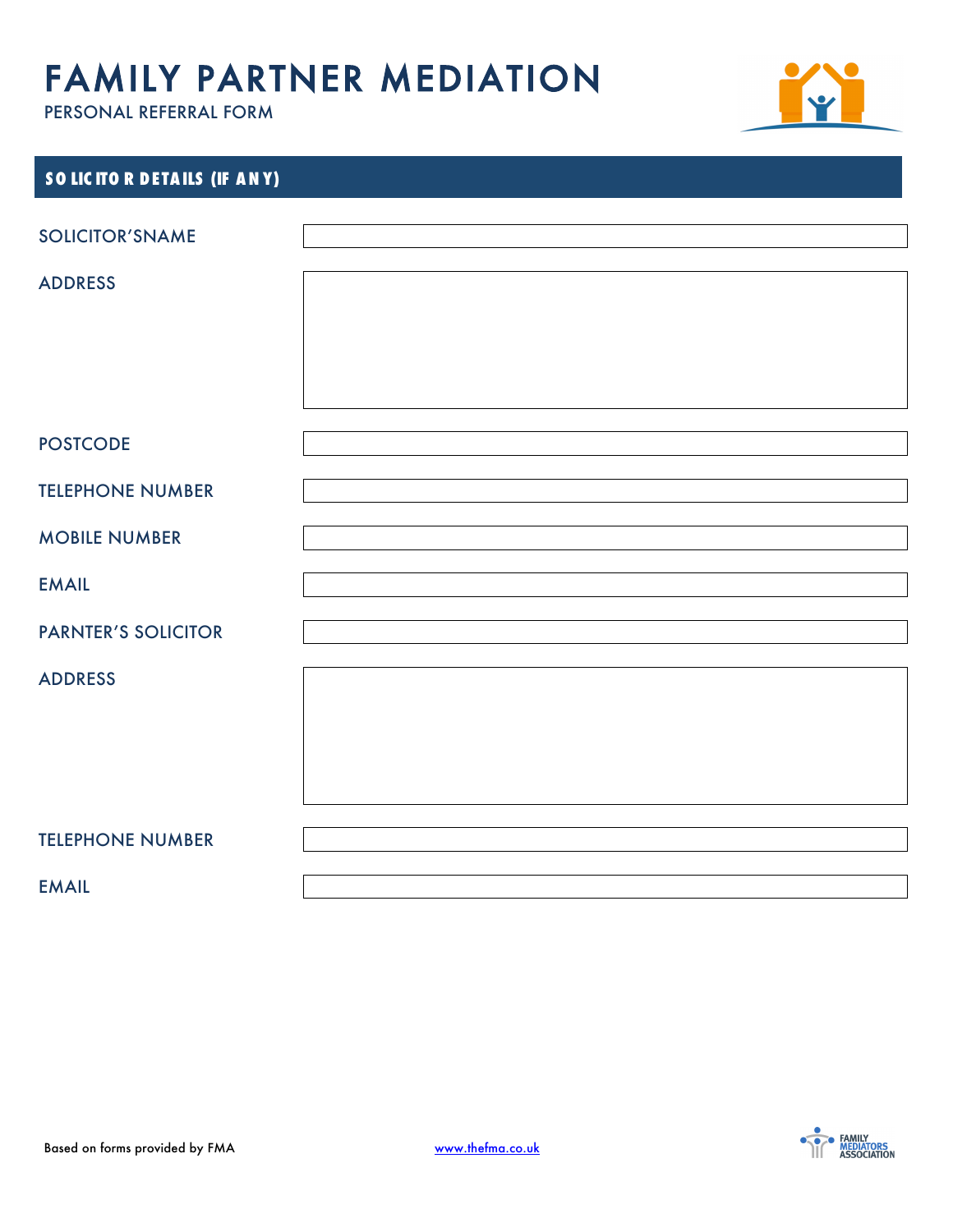# FAMILY PARTNER MEDIATION

PERSONAL REFERRAL FORM

## SOLICITOR DETAILS (IF ANY)

| | |
|---|---|
| SOLICITOR'SNAME | |
| ADDRESS | |
| POSTCODE | |
| TELEPHONE NUMBER | |
| MOBILE NUMBER | |
| EMAIL | |
| PARNTER'S SOLICITOR | |
| ADDRESS | |
| TELEPHONE NUMBER | |
| EMAIL | |

Based on forms provided by FMA www.thefma.co.uk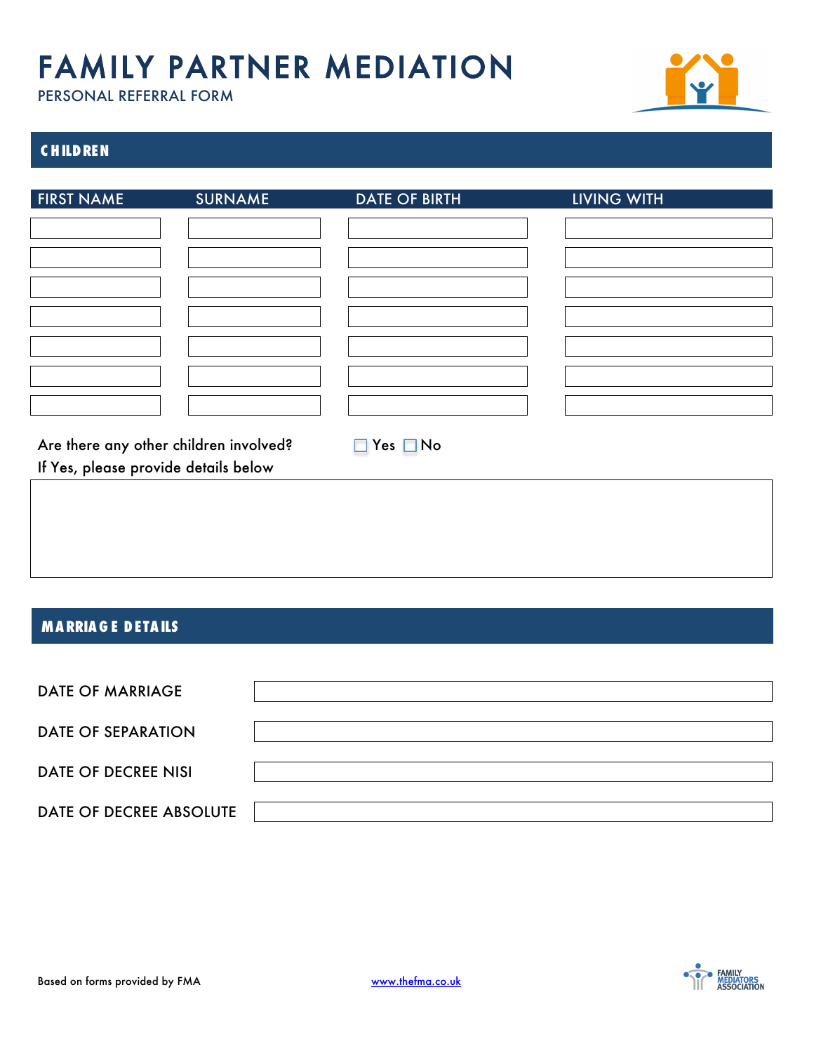# FAMILY PARTNER MEDIATION

PERSONAL REFERRAL FORM

## CHILDREN

| FIRST NAME | SURNAME | DATE OF BIRTH | LIVING WITH |
|---|---|---|---|
| | | | |
| | | | |
| | | | |
| | | | |
| | | | |
| | | | |
| | | | |

Are there any other children involved? ☐ Yes ☐ No

If Yes, please provide details below

## MARRIAGE DETAILS

| | |
|---|---|
| DATE OF MARRIAGE | |
| DATE OF SEPARATION | |
| DATE OF DECREE NISI | |
| DATE OF DECREE ABSOLUTE | |

Based on forms provided by FMA www.thefma.co.uk

FAMILY MEDIATORS ASSOCIATION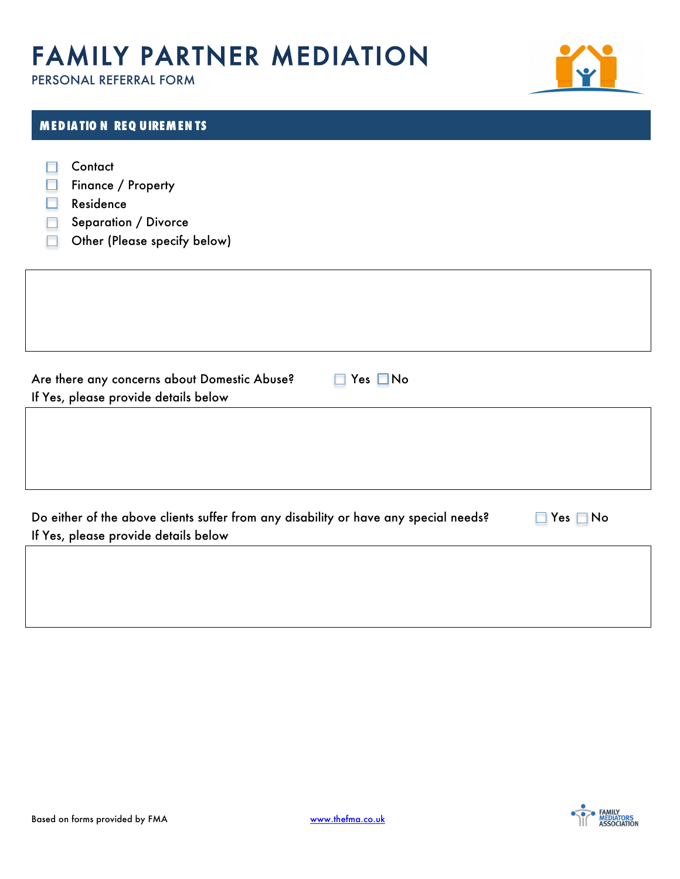# FAMILY PARTNER MEDIATION

PERSONAL REFERRAL FORM

## MEDIATION REQUIREMENTS

- ☐ Contact
- ☐ Finance / Property
- ☐ Residence
- ☐ Separation / Divorce
- ☐ Other (Please specify below)

Are there any concerns about Domestic Abuse? ☐ Yes ☐ No

If Yes, please provide details below

Do either of the above clients suffer from any disability or have any special needs? ☐ Yes ☐ No

If Yes, please provide details below

Based on forms provided by FMA [www.thefma.co.uk](http://www.thefma.co.uk)

FAMILY MEDIATORS ASSOCIATION